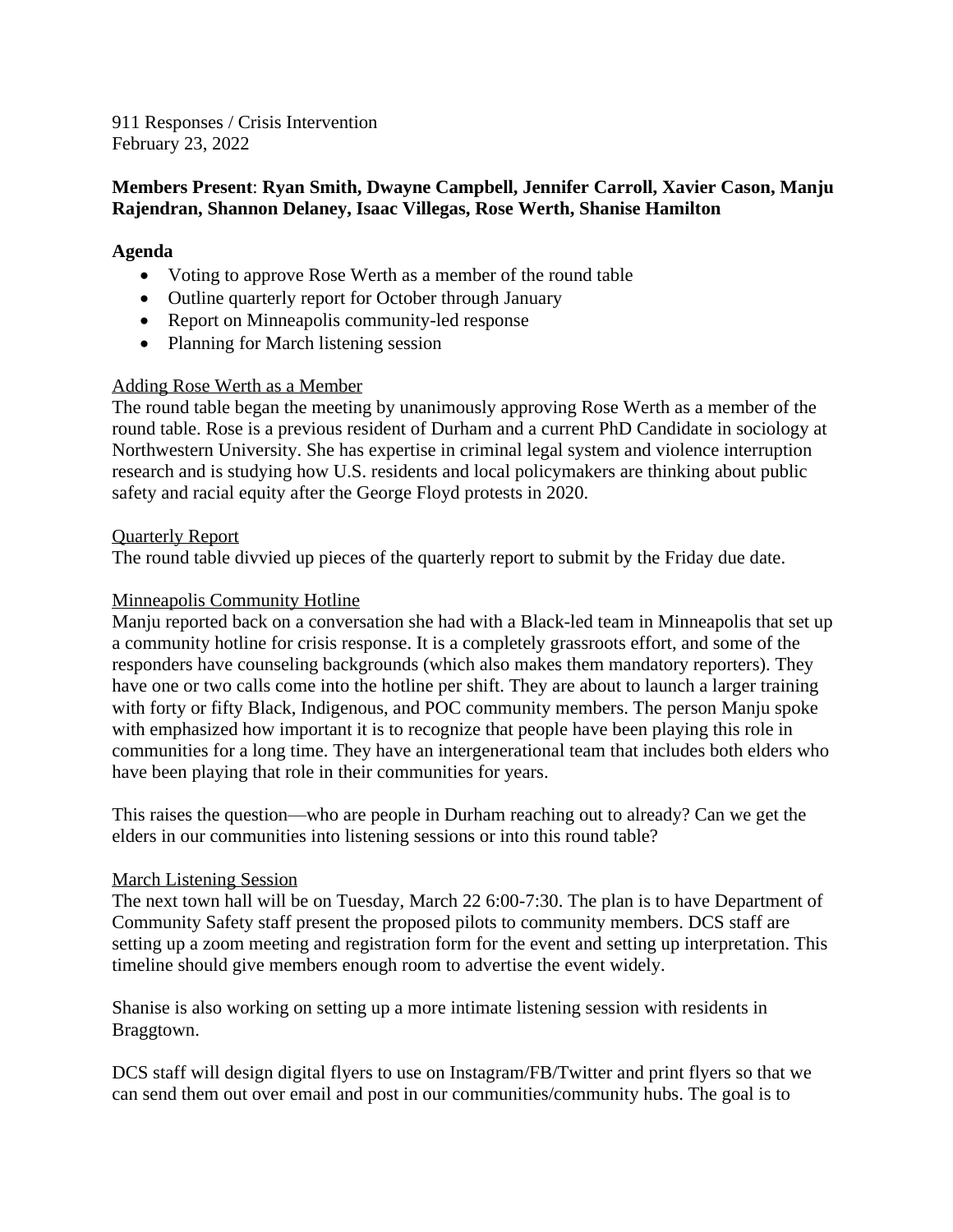911 Responses / Crisis Intervention
February 23, 2022

**Members Present**: **Ryan Smith, Dwayne Campbell, Jennifer Carroll, Xavier Cason, Manju Rajendran, Shannon Delaney, Isaac Villegas, Rose Werth, Shanise Hamilton**

**Agenda**

- Voting to approve Rose Werth as a member of the round table
- Outline quarterly report for October through January
- Report on Minneapolis community-led response
- Planning for March listening session

<u>Adding Rose Werth as a Member</u>

The round table began the meeting by unanimously approving Rose Werth as a member of the round table. Rose is a previous resident of Durham and a current PhD Candidate in sociology at Northwestern University. She has expertise in criminal legal system and violence interruption research and is studying how U.S. residents and local policymakers are thinking about public safety and racial equity after the George Floyd protests in 2020.

<u>Quarterly Report</u>

The round table divvied up pieces of the quarterly report to submit by the Friday due date.

<u>Minneapolis Community Hotline</u>

Manju reported back on a conversation she had with a Black-led team in Minneapolis that set up a community hotline for crisis response. It is a completely grassroots effort, and some of the responders have counseling backgrounds (which also makes them mandatory reporters). They have one or two calls come into the hotline per shift. They are about to launch a larger training with forty or fifty Black, Indigenous, and POC community members. The person Manju spoke with emphasized how important it is to recognize that people have been playing this role in communities for a long time. They have an intergenerational team that includes both elders who have been playing that role in their communities for years.

This raises the question—who are people in Durham reaching out to already? Can we get the elders in our communities into listening sessions or into this round table?

<u>March Listening Session</u>

The next town hall will be on Tuesday, March 22 6:00-7:30. The plan is to have Department of Community Safety staff present the proposed pilots to community members. DCS staff are setting up a zoom meeting and registration form for the event and setting up interpretation. This timeline should give members enough room to advertise the event widely.

Shanise is also working on setting up a more intimate listening session with residents in Braggtown.

DCS staff will design digital flyers to use on Instagram/FB/Twitter and print flyers so that we can send them out over email and post in our communities/community hubs. The goal is to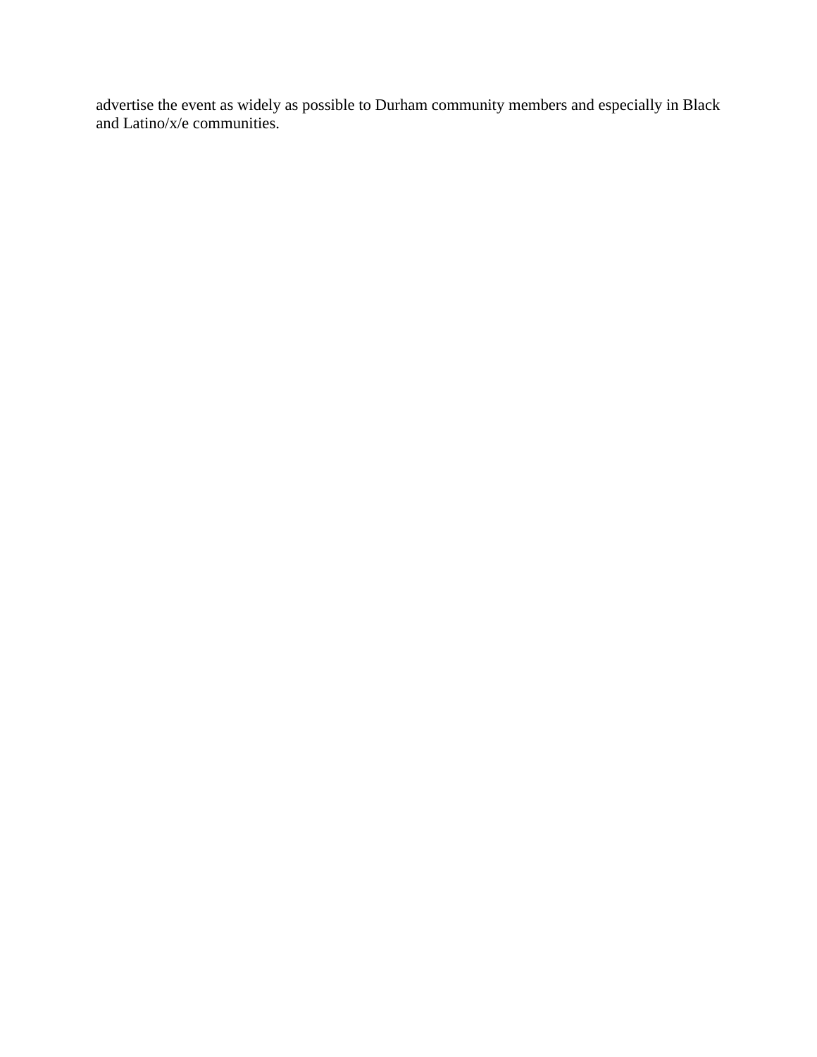advertise the event as widely as possible to Durham community members and especially in Black and Latino/x/e communities.